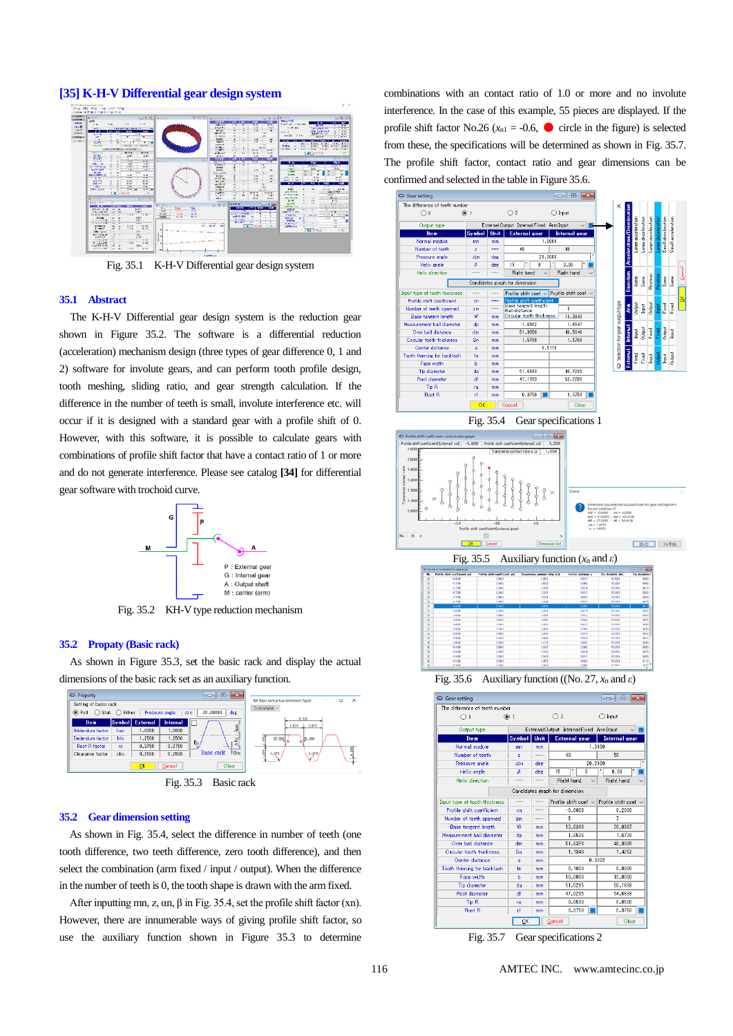## [35] K-H-V Differential gear design system

Fig. 35.1 K-H-V Differential gear design system

### 35.1 Abstract

The K-H-V Differential gear design system is the reduction gear shown in Figure 35.2. The software is a differential reduction (acceleration) mechanism design (three types of gear difference 0, 1 and 2) software for involute gears, and tooth profile design, tooth meshing, sliding ratio, and gear strength calculation. If the difference in the number of teeth is small, involute interference etc. will occur if it is designed with a standard gear with a profile shift of 0. However, with this software, it is possible to calculate gears with combinations of profile shift factor that have a contact ratio of 1 or more and do not generate interference. Please see catalog **[34]** for differential gear software with trochoid curve.

P : External gear
G : Internal gear
A : Output shaft
M : carrier (arm)

Fig. 35.2 KH-V type reduction mechanism

### 35.2 Propaty (Basic rack)

As shown in Figure 35.3, set the basic rack and display the actual dimensions of the basic rack set as an auxiliary function.

Fig. 35.3 Basic rack

### 35.2 Gear dimension setting

As shown in Fig. 35.4, select the difference in number of teeth (one tooth difference, two teeth difference, zero tooth difference), and then select the combination (arm fixed / input / output). When the difference in the number of teeth is 0, the tooth shape is drawn with the arm fixed.

After inputting mn, z, αn, β in Fig. 35.4, set the profile shift factor (xn). However, there are innumerable ways of giving profile shift factor, so use the auxiliary function shown in Figure 35.3 to determine combinations with an contact ratio of 1.0 or more and no involute interference. In the case of this example, 55 pieces are displayed. If the profile shift factor No.26 ($x_{n1}$ = -0.6, ● circle in the figure) is selected from these, the specifications will be determined as shown in Fig. 35.7. The profile shift factor, contact ratio and gear dimensions can be confirmed and selected in the table in Figure 35.6.

Fig. 35.4 Gear specifications 1

Fig. 35.5 Auxiliary function ($x_n$ and $\varepsilon$)

Fig. 35.6 Auxiliary function ((No. 27, $x_n$ and $\varepsilon$)

Fig. 35.7 Gear specifications 2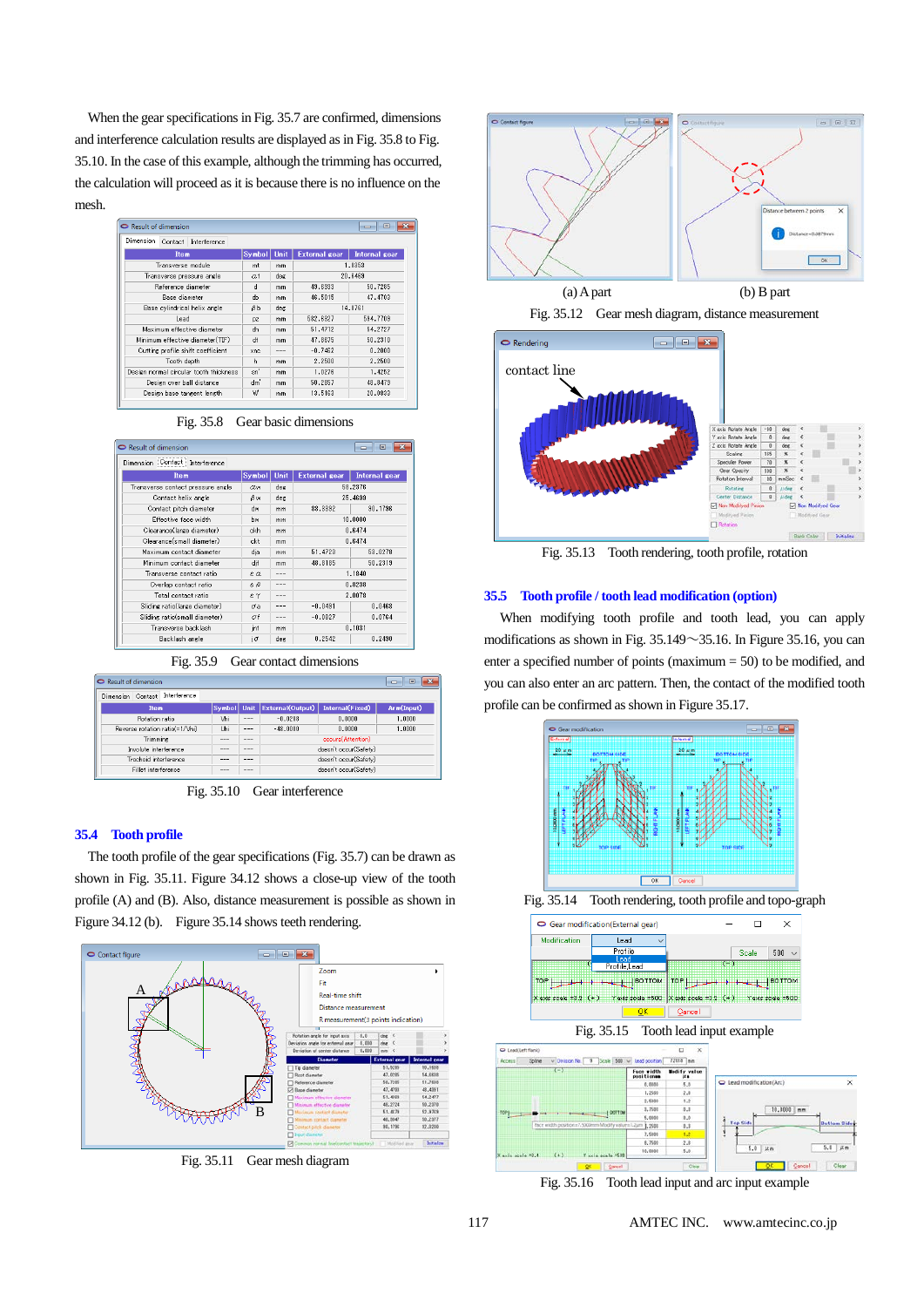When the gear specifications in Fig. 35.7 are confirmed, dimensions and interference calculation results are displayed as in Fig. 35.8 to Fig. 35.10. In the case of this example, although the trimming has occurred, the calculation will proceed as it is because there is no influence on the mesh.

Fig. 35.8 Gear basic dimensions

Fig. 35.9 Gear contact dimensions

Fig. 35.10 Gear interference

## 35.4 Tooth profile

The tooth profile of the gear specifications (Fig. 35.7) can be drawn as shown in Fig. 35.11. Figure 34.12 shows a close-up view of the tooth profile (A) and (B). Also, distance measurement is possible as shown in Figure 34.12 (b). Figure 35.14 shows teeth rendering.

Fig. 35.11 Gear mesh diagram

(a) A part (b) B part

Fig. 35.12 Gear mesh diagram, distance measurement

Fig. 35.13 Tooth rendering, tooth profile, rotation

## 35.5 Tooth profile / tooth lead modification (option)

When modifying tooth profile and tooth lead, you can apply modifications as shown in Fig. 35.149～35.16. In Figure 35.16, you can enter a specified number of points (maximum = 50) to be modified, and you can also enter an arc pattern. Then, the contact of the modified tooth profile can be confirmed as shown in Figure 35.17.

Fig. 35.14 Tooth rendering, tooth profile and topo-graph

Fig. 35.15 Tooth lead input example

Fig. 35.16 Tooth lead input and arc input example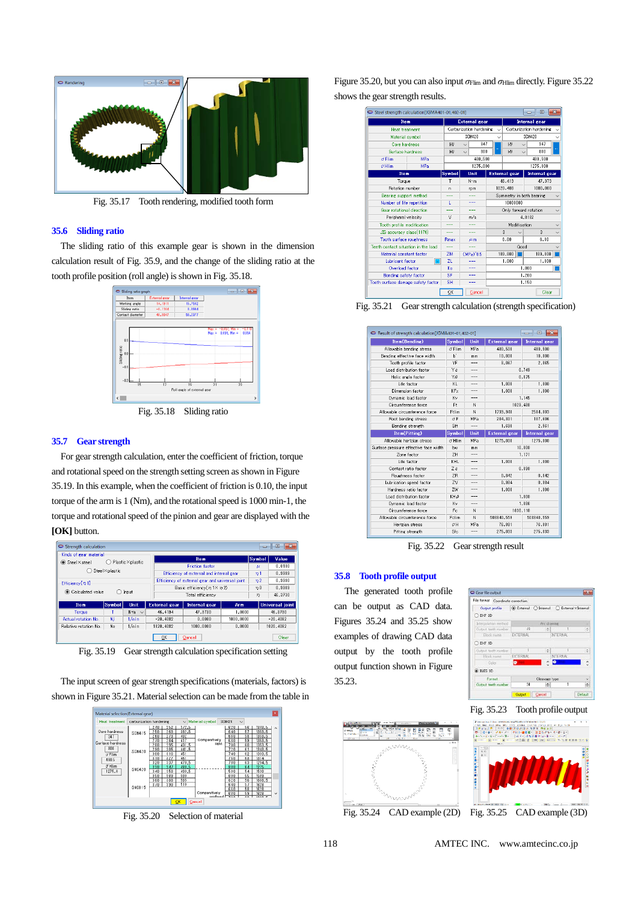Fig. 35.17 Tooth rendering, modified tooth form

## 35.6 Sliding ratio

The sliding ratio of this example gear is shown in the dimension calculation result of Fig. 35.9, and the change of the sliding ratio at the tooth profile position (roll angle) is shown in Fig. 35.18.

Fig. 35.18 Sliding ratio

## 35.7 Gear strength

For gear strength calculation, enter the coefficient of friction, torque and rotational speed on the strength setting screen as shown in Figure 35.19. In this example, when the coefficient of friction is 0.10, the input torque of the arm is 1 (Nm), and the rotational speed is 1000 min-1, the torque and rotational speed of the pinion and gear are displayed with the **[OK]** button.

Fig. 35.19 Gear strength calculation specification setting

The input screen of gear strength specifications (materials, factors) is shown in Figure 35.21. Material selection can be made from the table in Figure 35.20, but you can also input $\sigma_{Flim}$ and $\sigma_{Hlim}$ directly. Figure 35.22 shows the gear strength results.

Fig. 35.20 Selection of material

Fig. 35.21 Gear strength calculation (strength specification)

Fig. 35.22 Gear strength result

## 35.8 Tooth profile output

The generated tooth profile can be output as CAD data. Figures 35.24 and 35.25 show examples of drawing CAD data output by the tooth profile output function shown in Figure 35.23.

Fig. 35.23 Tooth profile output

Fig. 35.24 CAD example (2D)

Fig. 35.25 CAD example (3D)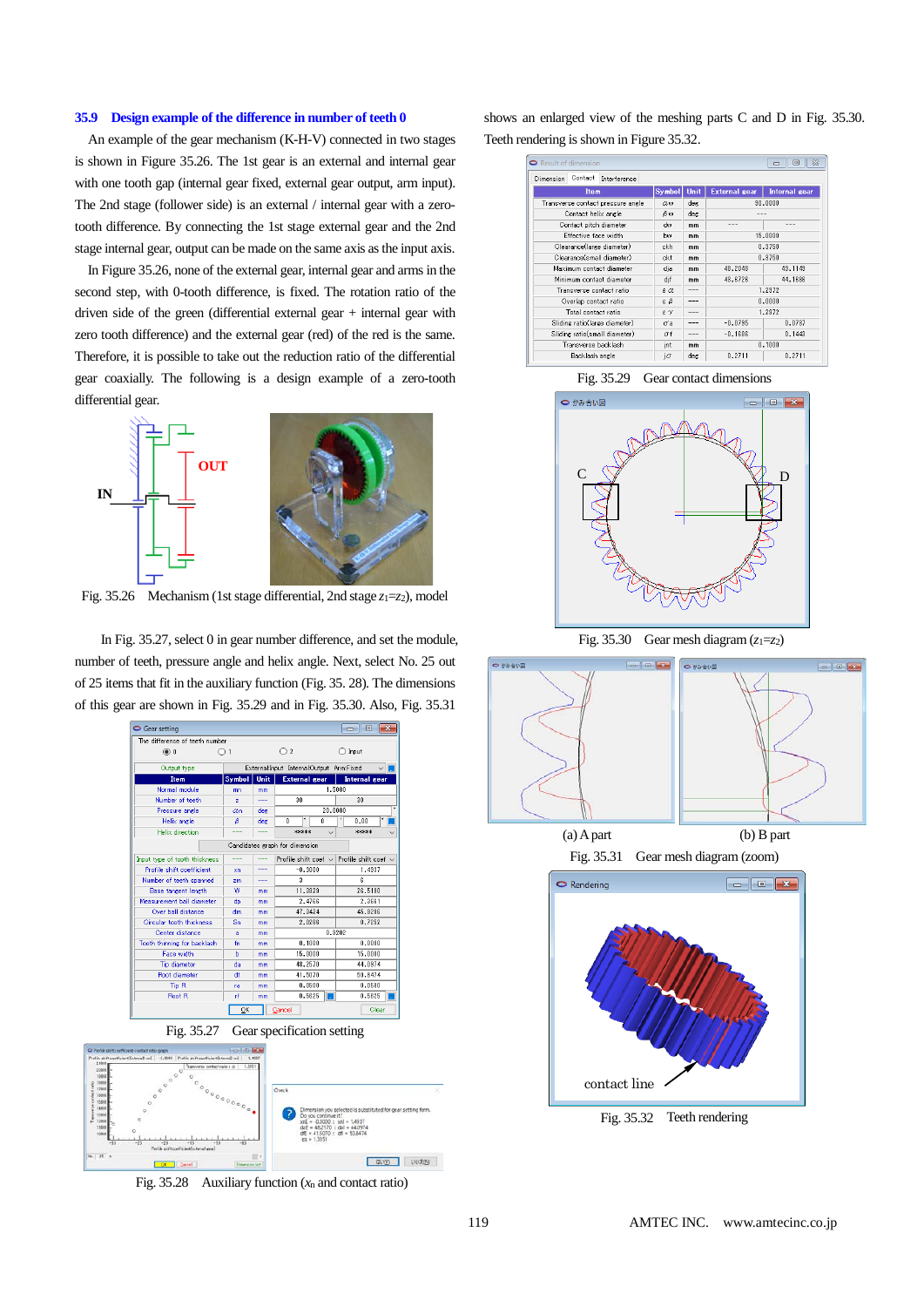## 35.9 Design example of the difference in number of teeth 0

An example of the gear mechanism (K-H-V) connected in two stages is shown in Figure 35.26. The 1st gear is an external and internal gear with one tooth gap (internal gear fixed, external gear output, arm input). The 2nd stage (follower side) is an external / internal gear with a zero-tooth difference. By connecting the 1st stage external gear and the 2nd stage internal gear, output can be made on the same axis as the input axis.

In Figure 35.26, none of the external gear, internal gear and arms in the second step, with 0-tooth difference, is fixed. The rotation ratio of the driven side of the green (differential external gear + internal gear with zero tooth difference) and the external gear (red) of the red is the same. Therefore, it is possible to take out the reduction ratio of the differential gear coaxially. The following is a design example of a zero-tooth differential gear.

IN

OUT

Fig. 35.26 Mechanism (1st stage differential, 2nd stage $z_1$=$z_2$), model

In Fig. 35.27, select 0 in gear number difference, and set the module, number of teeth, pressure angle and helix angle. Next, select No. 25 out of 25 items that fit in the auxiliary function (Fig. 35. 28). The dimensions of this gear are shown in Fig. 35.29 and in Fig. 35.30. Also, Fig. 35.31 shows an enlarged view of the meshing parts C and D in Fig. 35.30. Teeth rendering is shown in Figure 35.32.

| Item | Symbol | Unit | External gear | Internal gear |
|---|---|---|---|---|
| Normal module | mn | mm | 1.5000 | |
| Number of teeth | z | --- | 30 | 30 |
| Pressure angle | αn | deg | 20.0000 | |
| Helix angle | β | deg | 0 0 0.00 | |
| Helix direction | --- | --- | ***** | ***** |
| Input type of tooth thickness | --- | --- | Profile shift coef | Profile shift coef |
| Profile shift coefficient | xn | --- | -0.3000 | 1.4917 |
| Number of teeth spanned | zm | --- | 3 | 6 |
| Base tangent length | W | mm | 11.3829 | 26.5110 |
| Measurement ball diameter | dp | mm | 2.4766 | 2.3611 |
| Over ball distance | dm | mm | 47.3424 | 45.9286 |
| Circular tooth thickness | Sn | mm | 2.0288 | 0.7252 |
| Center distance | a | mm | 0.9202 | |
| Tooth thinning for backlash | fn | mm | 0.1000 | 0.0000 |
| Face width | b | mm | 15.0000 | 15.0000 |
| Tip diameter | da | mm | 48.2570 | 44.0974 |
| Root diameter | df | mm | 41.5070 | 50.8474 |
| Tip R | ra | mm | 0.0600 | 0.0600 |
| Root R | rf | mm | 0.5625 | 0.5625 |

Fig. 35.27 Gear specification setting

Fig. 35.28 Auxiliary function ($x_n$ and contact ratio)

| Item | Symbol | Unit | External gear | Internal gear |
|---|---|---|---|---|
| Transverse contact pressure angle | αw | deg | 90.0000 | |
| Contact helix angle | βw | deg | --- | |
| Contact pitch diameter | dw | mm | --- | --- |
| Effective face width | bw | mm | 15.0000 | |
| Clearance(large diameter) | ckh | mm | 0.3750 | |
| Clearance(small diameter) | ckl | mm | 0.3750 | |
| Maximum contact diameter | dje | mm | 48.2048 | 49.1149 |
| Minimum contact diameter | djf | mm | 46.6726 | 44.1686 |
| Transverse contact ratio | εα | --- | 1.2872 | |
| Overlap contact ratio | εβ | --- | 0.0000 | |
| Total contact ratio | εγ | --- | 1.2872 | |
| Sliding ratio(large diameter) | σa | --- | -0.0795 | 0.0787 |
| Sliding ratio(small diameter) | σf | --- | -0.1686 | 0.1443 |
| Transverse backlash | jnt | mm | 0.1000 | |
| Backlash angle | jθ | deg | 0.2711 | 0.2711 |

Fig. 35.29 Gear contact dimensions

C

D

Fig. 35.30 Gear mesh diagram ($z_1$=$z_2$)

(a) A part

(b) B part

Fig. 35.31 Gear mesh diagram (zoom)

contact line

Fig. 35.32 Teeth rendering